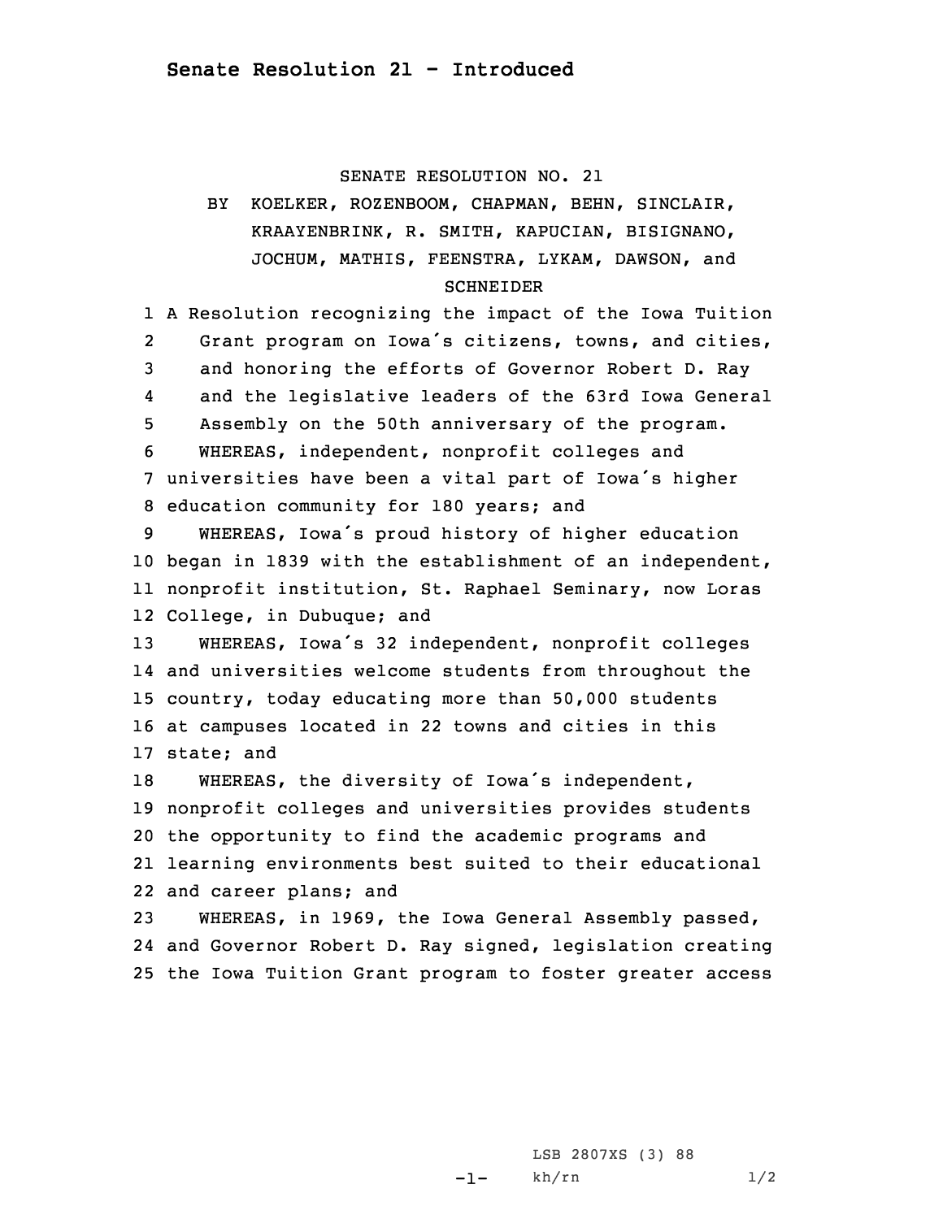# Senate Resolution 21 - Introduced

SENATE RESOLUTION NO. 21

BY KOELKER, ROZENBOOM, CHAPMAN, BEHN, SINCLAIR, KRAAYENBRINK, R. SMITH, KAPUCIAN, BISIGNANO, JOCHUM, MATHIS, FEENSTRA, LYKAM, DAWSON, and SCHNEIDER

A Resolution recognizing the impact of the Iowa Tuition Grant program on Iowa's citizens, towns, and cities, and honoring the efforts of Governor Robert D. Ray and the legislative leaders of the 63rd Iowa General Assembly on the 50th anniversary of the program.

WHEREAS, independent, nonprofit colleges and universities have been a vital part of Iowa's higher education community for 180 years; and

WHEREAS, Iowa's proud history of higher education began in 1839 with the establishment of an independent, nonprofit institution, St. Raphael Seminary, now Loras College, in Dubuque; and

WHEREAS, Iowa's 32 independent, nonprofit colleges and universities welcome students from throughout the country, today educating more than 50,000 students at campuses located in 22 towns and cities in this state; and

WHEREAS, the diversity of Iowa's independent, nonprofit colleges and universities provides students the opportunity to find the academic programs and learning environments best suited to their educational and career plans; and

WHEREAS, in 1969, the Iowa General Assembly passed, and Governor Robert D. Ray signed, legislation creating the Iowa Tuition Grant program to foster greater access

LSB 2807XS (3) 88

kh/rn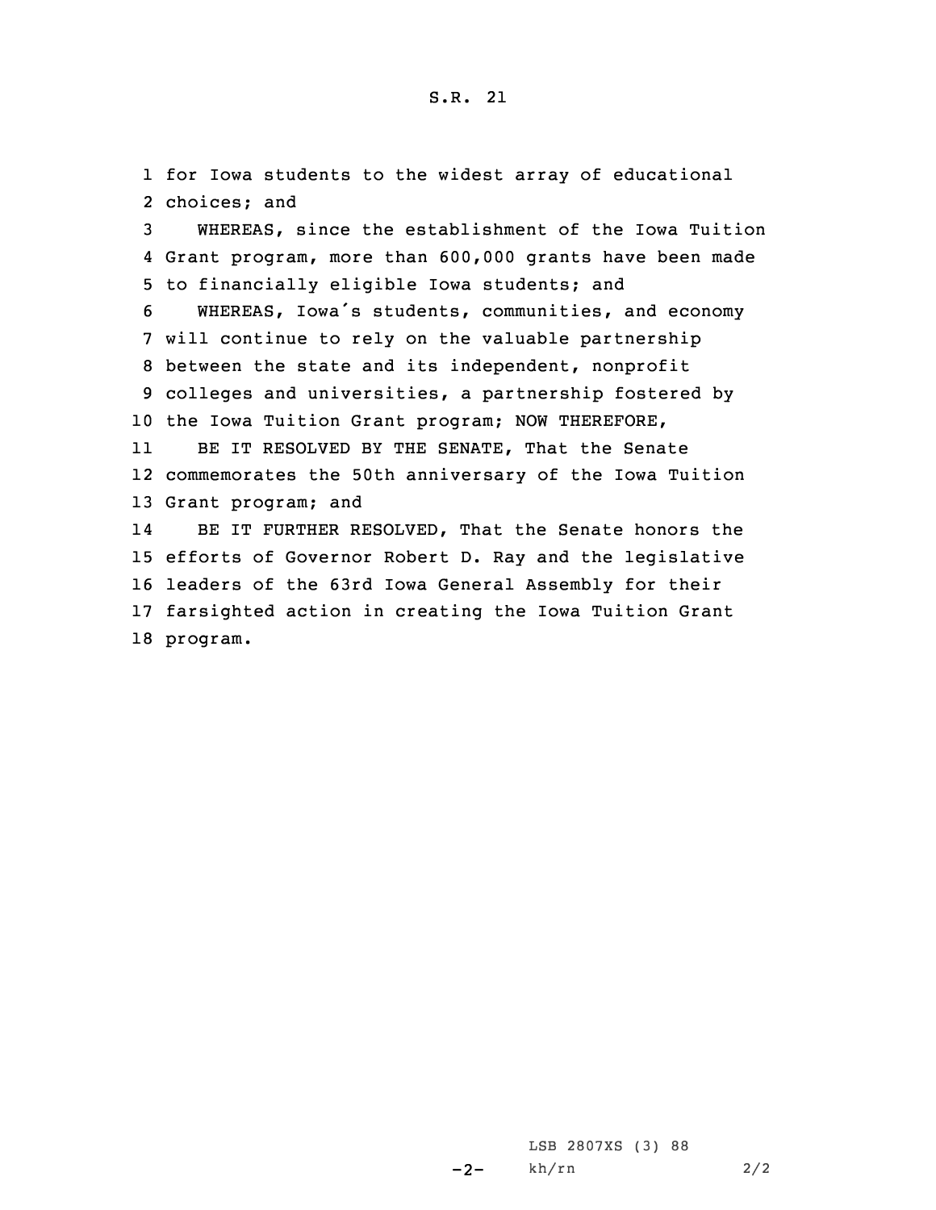for Iowa students to the widest array of educational choices; and

WHEREAS, since the establishment of the Iowa Tuition Grant program, more than 600,000 grants have been made to financially eligible Iowa students; and

WHEREAS, Iowa's students, communities, and economy will continue to rely on the valuable partnership between the state and its independent, nonprofit colleges and universities, a partnership fostered by the Iowa Tuition Grant program; NOW THEREFORE,

BE IT RESOLVED BY THE SENATE, That the Senate commemorates the 50th anniversary of the Iowa Tuition Grant program; and

BE IT FURTHER RESOLVED, That the Senate honors the efforts of Governor Robert D. Ray and the legislative leaders of the 63rd Iowa General Assembly for their farsighted action in creating the Iowa Tuition Grant program.